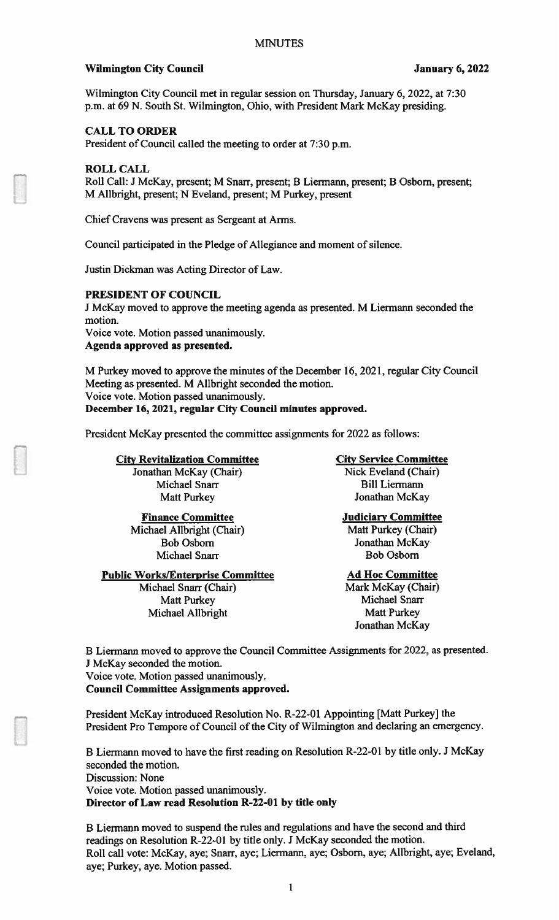MINUTES

**Wilmington City Council** **January 6, 2022**

Wilmington City Council met in regular session on Thursday, January 6, 2022, at 7:30 p.m. at 69 N. South St. Wilmington, Ohio, with President Mark McKay presiding.

## CALL TO ORDER

President of Council called the meeting to order at 7:30 p.m.

## ROLL CALL

Roll Call: J McKay, present; M Snarr, present; B Liermann, present; B Osborn, present; M Allbright, present; N Eveland, present; M Purkey, present

Chief Cravens was present as Sergeant at Arms.

Council participated in the Pledge of Allegiance and moment of silence.

Justin Dickman was Acting Director of Law.

## PRESIDENT OF COUNCIL

J McKay moved to approve the meeting agenda as presented. M Liermann seconded the motion.
Voice vote. Motion passed unanimously.
**Agenda approved as presented.**

M Purkey moved to approve the minutes of the December 16, 2021, regular City Council Meeting as presented. M Allbright seconded the motion.
Voice vote. Motion passed unanimously.
**December 16, 2021, regular City Council minutes approved.**

President McKay presented the committee assignments for 2022 as follows:

**City Revitalization Committee**
Jonathan McKay (Chair)
Michael Snarr
Matt Purkey

**City Service Committee**
Nick Eveland (Chair)
Bill Liermann
Jonathan McKay

**Finance Committee**
Michael Allbright (Chair)
Bob Osborn
Michael Snarr

**Judiciary Committee**
Matt Purkey (Chair)
Jonathan McKay
Bob Osborn

**Public Works/Enterprise Committee**
Michael Snarr (Chair)
Matt Purkey
Michael Allbright

**Ad Hoc Committee**
Mark McKay (Chair)
Michael Snarr
Matt Purkey
Jonathan McKay

B Liermann moved to approve the Council Committee Assignments for 2022, as presented. J McKay seconded the motion.
Voice vote. Motion passed unanimously.
**Council Committee Assignments approved.**

President McKay introduced Resolution No. R-22-01 Appointing [Matt Purkey] the President Pro Tempore of Council of the City of Wilmington and declaring an emergency.

B Liermann moved to have the first reading on Resolution R-22-01 by title only. J McKay seconded the motion.
Discussion: None
Voice vote. Motion passed unanimously.
**Director of Law read Resolution R-22-01 by title only**

B Liermann moved to suspend the rules and regulations and have the second and third readings on Resolution R-22-01 by title only. J McKay seconded the motion.
Roll call vote: McKay, aye; Snarr, aye; Liermann, aye; Osborn, aye; Allbright, aye; Eveland, aye; Purkey, aye. Motion passed.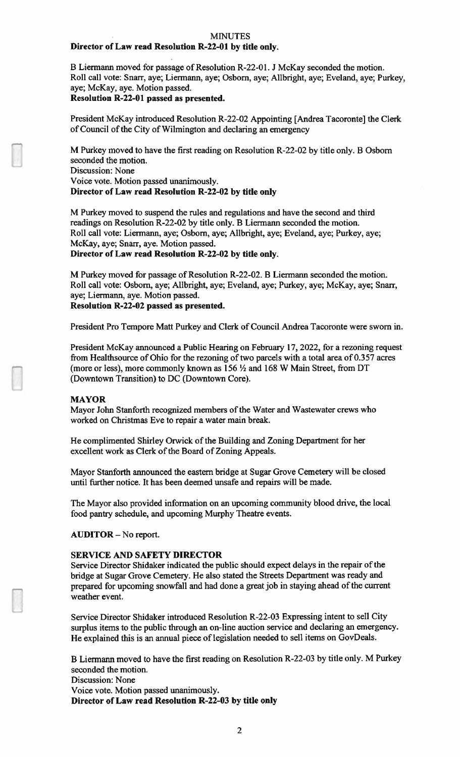MINUTES

**Director of Law read Resolution R-22-01 by title only.**

B Liermann moved for passage of Resolution R-22-01. J McKay seconded the motion.
Roll call vote: Snarr, aye; Liermann, aye; Osborn, aye; Allbright, aye; Eveland, aye; Purkey, aye; McKay, aye. Motion passed.
**Resolution R-22-01 passed as presented.**

President McKay introduced Resolution R-22-02 Appointing [Andrea Tacoronte] the Clerk of Council of the City of Wilmington and declaring an emergency

M Purkey moved to have the first reading on Resolution R-22-02 by title only. B Osborn seconded the motion.
Discussion: None
Voice vote. Motion passed unanimously.
**Director of Law read Resolution R-22-02 by title only**

M Purkey moved to suspend the rules and regulations and have the second and third readings on Resolution R-22-02 by title only. B Liermann seconded the motion.
Roll call vote: Liermann, aye; Osborn, aye; Allbright, aye; Eveland, aye; Purkey, aye; McKay, aye; Snarr, aye. Motion passed.
**Director of Law read Resolution R-22-02 by title only.**

M Purkey moved for passage of Resolution R-22-02. B Liermann seconded the motion.
Roll call vote: Osborn, aye; Allbright, aye; Eveland, aye; Purkey, aye; McKay, aye; Snarr, aye; Liermann, aye. Motion passed.
**Resolution R-22-02 passed as presented.**

President Pro Tempore Matt Purkey and Clerk of Council Andrea Tacoronte were sworn in.

President McKay announced a Public Hearing on February 17, 2022, for a rezoning request from Healthsource of Ohio for the rezoning of two parcels with a total area of 0.357 acres (more or less), more commonly known as 156 ½ and 168 W Main Street, from DT (Downtown Transition) to DC (Downtown Core).

**MAYOR**

Mayor John Stanforth recognized members of the Water and Wastewater crews who worked on Christmas Eve to repair a water main break.

He complimented Shirley Orwick of the Building and Zoning Department for her excellent work as Clerk of the Board of Zoning Appeals.

Mayor Stanforth announced the eastern bridge at Sugar Grove Cemetery will be closed until further notice. It has been deemed unsafe and repairs will be made.

The Mayor also provided information on an upcoming community blood drive, the local food pantry schedule, and upcoming Murphy Theatre events.

**AUDITOR** – No report.

**SERVICE AND SAFETY DIRECTOR**

Service Director Shidaker indicated the public should expect delays in the repair of the bridge at Sugar Grove Cemetery. He also stated the Streets Department was ready and prepared for upcoming snowfall and had done a great job in staying ahead of the current weather event.

Service Director Shidaker introduced Resolution R-22-03 Expressing intent to sell City surplus items to the public through an on-line auction service and declaring an emergency. He explained this is an annual piece of legislation needed to sell items on GovDeals.

B Liermann moved to have the first reading on Resolution R-22-03 by title only. M Purkey seconded the motion.
Discussion: None
Voice vote. Motion passed unanimously.
**Director of Law read Resolution R-22-03 by title only**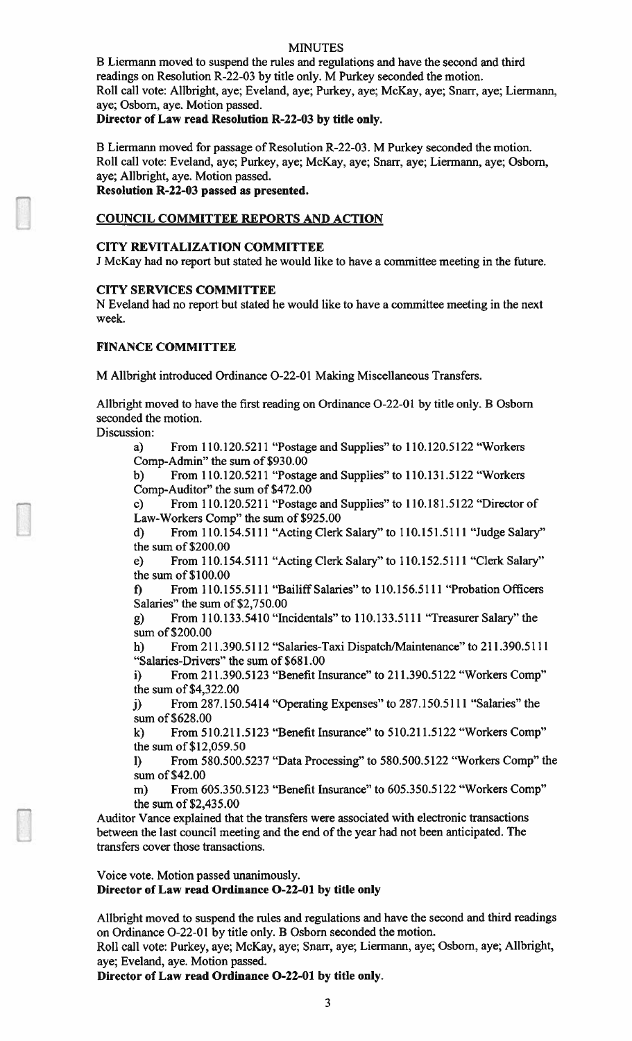# MINUTES

B Liermann moved to suspend the rules and regulations and have the second and third readings on Resolution R-22-03 by title only. M Purkey seconded the motion.
Roll call vote: Allbright, aye; Eveland, aye; Purkey, aye; McKay, aye; Snarr, aye; Liermann, aye; Osborn, aye. Motion passed.
**Director of Law read Resolution R-22-03 by title only.**

B Liermann moved for passage of Resolution R-22-03. M Purkey seconded the motion.
Roll call vote: Eveland, aye; Purkey, aye; McKay, aye; Snarr, aye; Liermann, aye; Osborn, aye; Allbright, aye. Motion passed.
**Resolution R-22-03 passed as presented.**

## COUNCIL COMMITTEE REPORTS AND ACTION

### CITY REVITALIZATION COMMITTEE

J McKay had no report but stated he would like to have a committee meeting in the future.

### CITY SERVICES COMMITTEE

N Eveland had no report but stated he would like to have a committee meeting in the next week.

### FINANCE COMMITTEE

M Allbright introduced Ordinance O-22-01 Making Miscellaneous Transfers.

Allbright moved to have the first reading on Ordinance O-22-01 by title only. B Osborn seconded the motion.
Discussion:

a) From 110.120.5211 "Postage and Supplies" to 110.120.5122 "Workers Comp-Admin" the sum of $930.00
b) From 110.120.5211 "Postage and Supplies" to 110.131.5122 "Workers Comp-Auditor" the sum of $472.00
c) From 110.120.5211 "Postage and Supplies" to 110.181.5122 "Director of Law-Workers Comp" the sum of $925.00
d) From 110.154.5111 "Acting Clerk Salary" to 110.151.5111 "Judge Salary" the sum of $200.00
e) From 110.154.5111 "Acting Clerk Salary" to 110.152.5111 "Clerk Salary" the sum of $100.00
f) From 110.155.5111 "Bailiff Salaries" to 110.156.5111 "Probation Officers Salaries" the sum of $2,750.00
g) From 110.133.5410 "Incidentals" to 110.133.5111 "Treasurer Salary" the sum of $200.00
h) From 211.390.5112 "Salaries-Taxi Dispatch/Maintenance" to 211.390.5111 "Salaries-Drivers" the sum of $681.00
i) From 211.390.5123 "Benefit Insurance" to 211.390.5122 "Workers Comp" the sum of $4,322.00
j) From 287.150.5414 "Operating Expenses" to 287.150.5111 "Salaries" the sum of $628.00
k) From 510.211.5123 "Benefit Insurance" to 510.211.5122 "Workers Comp" the sum of $12,059.50
l) From 580.500.5237 "Data Processing" to 580.500.5122 "Workers Comp" the sum of $42.00
m) From 605.350.5123 "Benefit Insurance" to 605.350.5122 "Workers Comp" the sum of $2,435.00

Auditor Vance explained that the transfers were associated with electronic transactions between the last council meeting and the end of the year had not been anticipated. The transfers cover those transactions.

Voice vote. Motion passed unanimously.
**Director of Law read Ordinance O-22-01 by title only**

Allbright moved to suspend the rules and regulations and have the second and third readings on Ordinance O-22-01 by title only. B Osborn seconded the motion.
Roll call vote: Purkey, aye; McKay, aye; Snarr, aye; Liermann, aye; Osborn, aye; Allbright, aye; Eveland, aye. Motion passed.
**Director of Law read Ordinance O-22-01 by title only.**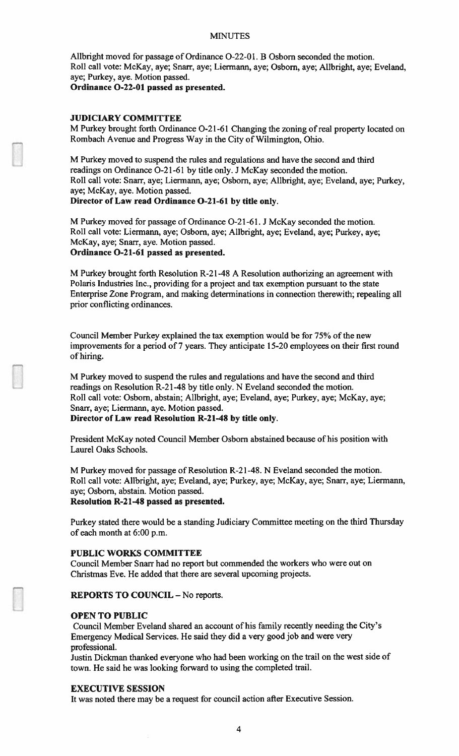Allbright moved for passage of Ordinance O-22-01. B Osborn seconded the motion.
Roll call vote: McKay, aye; Snarr, aye; Liermann, aye; Osborn, aye; Allbright, aye; Eveland, aye; Purkey, aye. Motion passed.
**Ordinance O-22-01 passed as presented.**

**JUDICIARY COMMITTEE**
M Purkey brought forth Ordinance O-21-61 Changing the zoning of real property located on Rombach Avenue and Progress Way in the City of Wilmington, Ohio.

M Purkey moved to suspend the rules and regulations and have the second and third readings on Ordinance O-21-61 by title only. J McKay seconded the motion.
Roll call vote: Snarr, aye; Liermann, aye; Osborn, aye; Allbright, aye; Eveland, aye; Purkey, aye; McKay, aye. Motion passed.
**Director of Law read Ordinance O-21-61 by title only.**

M Purkey moved for passage of Ordinance O-21-61. J McKay seconded the motion.
Roll call vote: Liermann, aye; Osborn, aye; Allbright, aye; Eveland, aye; Purkey, aye; McKay, aye; Snarr, aye. Motion passed.
**Ordinance O-21-61 passed as presented.**

M Purkey brought forth Resolution R-21-48 A Resolution authorizing an agreement with Polaris Industries Inc., providing for a project and tax exemption pursuant to the state Enterprise Zone Program, and making determinations in connection therewith; repealing all prior conflicting ordinances.

Council Member Purkey explained the tax exemption would be for 75% of the new improvements for a period of 7 years. They anticipate 15-20 employees on their first round of hiring.

M Purkey moved to suspend the rules and regulations and have the second and third readings on Resolution R-21-48 by title only. N Eveland seconded the motion.
Roll call vote: Osborn, abstain; Allbright, aye; Eveland, aye; Purkey, aye; McKay, aye; Snarr, aye; Liermann, aye. Motion passed.
**Director of Law read Resolution R-21-48 by title only.**

President McKay noted Council Member Osborn abstained because of his position with Laurel Oaks Schools.

M Purkey moved for passage of Resolution R-21-48. N Eveland seconded the motion.
Roll call vote: Allbright, aye; Eveland, aye; Purkey, aye; McKay, aye; Snarr, aye; Liermann, aye; Osborn, abstain. Motion passed.
**Resolution R-21-48 passed as presented.**

Purkey stated there would be a standing Judiciary Committee meeting on the third Thursday of each month at 6:00 p.m.

**PUBLIC WORKS COMMITTEE**
Council Member Snarr had no report but commended the workers who were out on Christmas Eve. He added that there are several upcoming projects.

**REPORTS TO COUNCIL** – No reports.

**OPEN TO PUBLIC**
Council Member Eveland shared an account of his family recently needing the City's Emergency Medical Services. He said they did a very good job and were very professional.
Justin Dickman thanked everyone who had been working on the trail on the west side of town. He said he was looking forward to using the completed trail.

**EXECUTIVE SESSION**
It was noted there may be a request for council action after Executive Session.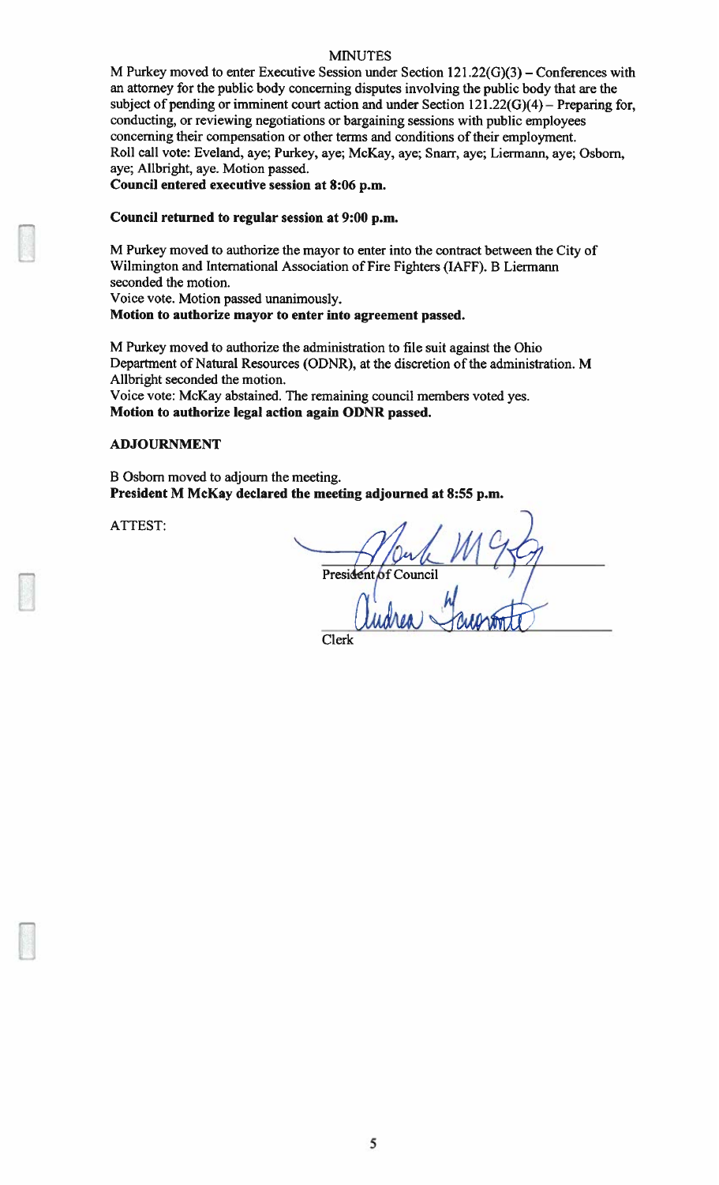MINUTES

M Purkey moved to enter Executive Session under Section 121.22(G)(3) – Conferences with an attorney for the public body concerning disputes involving the public body that are the subject of pending or imminent court action and under Section 121.22(G)(4) – Preparing for, conducting, or reviewing negotiations or bargaining sessions with public employees concerning their compensation or other terms and conditions of their employment.
Roll call vote: Eveland, aye; Purkey, aye; McKay, aye; Snarr, aye; Liermann, aye; Osborn, aye; Allbright, aye. Motion passed.
**Council entered executive session at 8:06 p.m.**

**Council returned to regular session at 9:00 p.m.**

M Purkey moved to authorize the mayor to enter into the contract between the City of Wilmington and International Association of Fire Fighters (IAFF). B Liermann seconded the motion.
Voice vote. Motion passed unanimously.
**Motion to authorize mayor to enter into agreement passed.**

M Purkey moved to authorize the administration to file suit against the Ohio Department of Natural Resources (ODNR), at the discretion of the administration. M Allbright seconded the motion.
Voice vote: McKay abstained. The remaining council members voted yes.
**Motion to authorize legal action again ODNR passed.**

**ADJOURNMENT**

B Osborn moved to adjourn the meeting.
**President M McKay declared the meeting adjourned at 8:55 p.m.**

ATTEST:

Mark McKay
President of Council

Andrea Faverante
Clerk